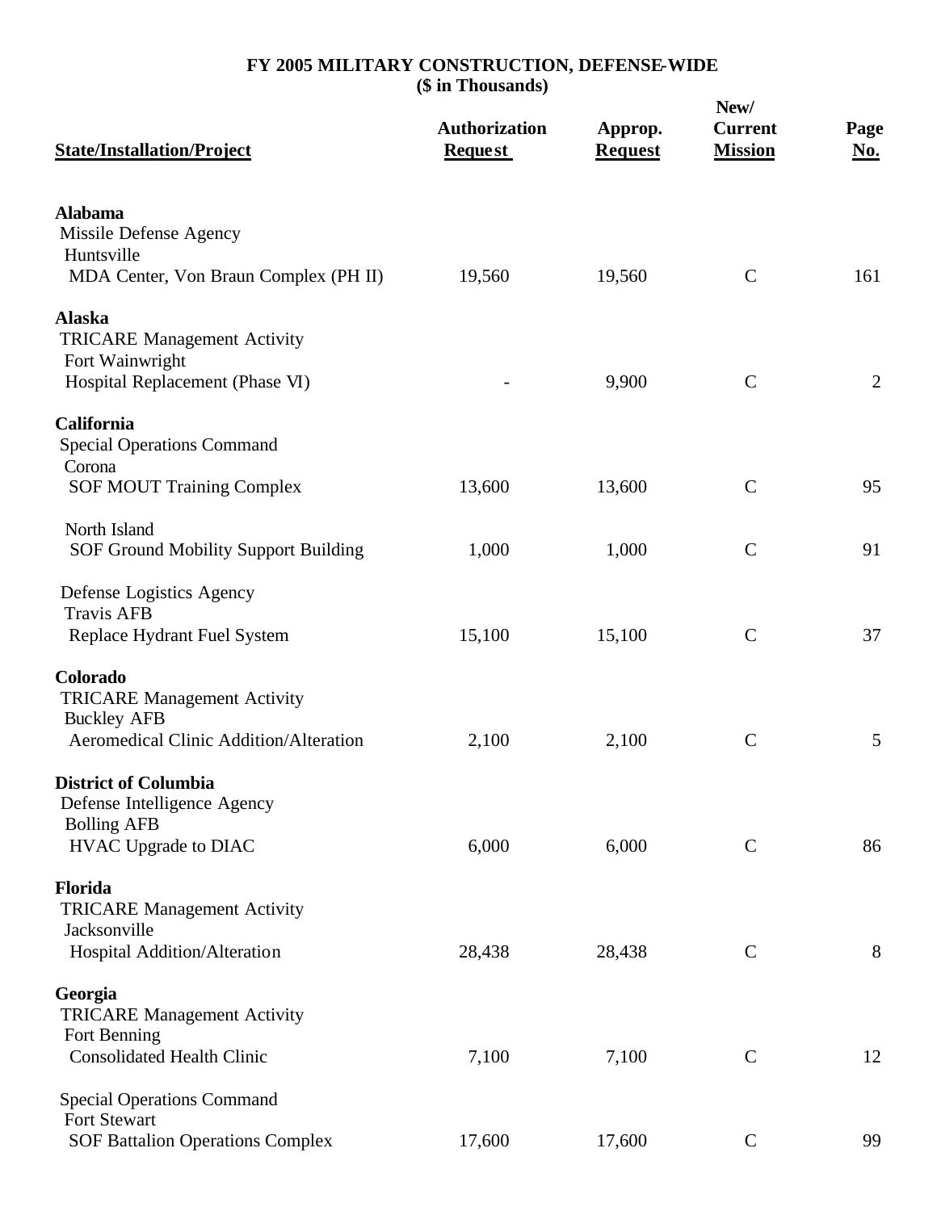# FY 2005 MILITARY CONSTRUCTION, DEFENSE-WIDE
## ($ in Thousands)

| State/Installation/Project | Authorization Request | Approp. Request | New/ Current Mission | Page No. |
|---|---|---|---|---|
| **Alabama** | | | | |
| Missile Defense Agency | | | | |
| Huntsville | | | | |
| MDA Center, Von Braun Complex (PH II) | 19,560 | 19,560 | C | 161 |
| **Alaska** | | | | |
| TRICARE Management Activity | | | | |
| Fort Wainwright | | | | |
| Hospital Replacement (Phase VI) | - | 9,900 | C | 2 |
| **California** | | | | |
| Special Operations Command | | | | |
| Corona | | | | |
| SOF MOUT Training Complex | 13,600 | 13,600 | C | 95 |
| North Island | | | | |
| SOF Ground Mobility Support Building | 1,000 | 1,000 | C | 91 |
| Defense Logistics Agency | | | | |
| Travis AFB | | | | |
| Replace Hydrant Fuel System | 15,100 | 15,100 | C | 37 |
| **Colorado** | | | | |
| TRICARE Management Activity | | | | |
| Buckley AFB | | | | |
| Aeromedical Clinic Addition/Alteration | 2,100 | 2,100 | C | 5 |
| **District of Columbia** | | | | |
| Defense Intelligence Agency | | | | |
| Bolling AFB | | | | |
| HVAC Upgrade to DIAC | 6,000 | 6,000 | C | 86 |
| **Florida** | | | | |
| TRICARE Management Activity | | | | |
| Jacksonville | | | | |
| Hospital Addition/Alteration | 28,438 | 28,438 | C | 8 |
| **Georgia** | | | | |
| TRICARE Management Activity | | | | |
| Fort Benning | | | | |
| Consolidated Health Clinic | 7,100 | 7,100 | C | 12 |
| Special Operations Command | | | | |
| Fort Stewart | | | | |
| SOF Battalion Operations Complex | 17,600 | 17,600 | C | 99 |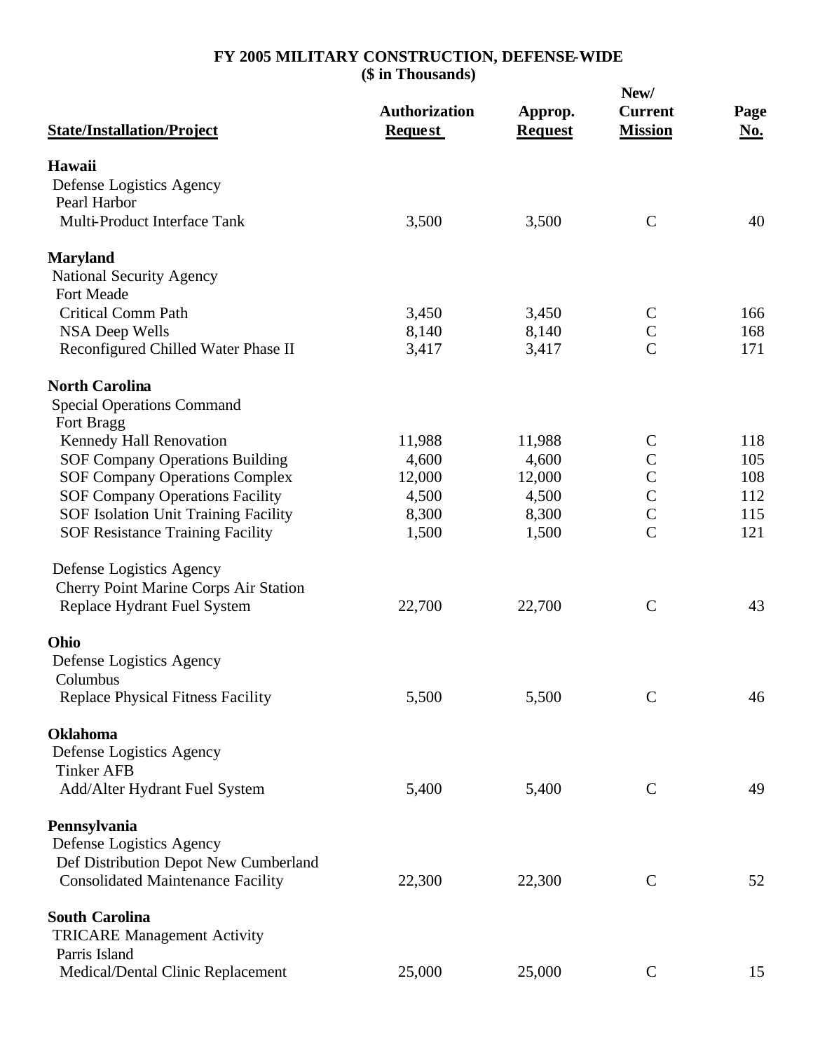# FY 2005 MILITARY CONSTRUCTION, DEFENSE-WIDE
## ($ in Thousands)

| State/Installation/Project | Authorization Request | Approp. Request | New/ Current Mission | Page No. |
|---|---|---|---|---|
| **Hawaii** | | | | |
| Defense Logistics Agency | | | | |
| Pearl Harbor | | | | |
| Multi-Product Interface Tank | 3,500 | 3,500 | C | 40 |
| **Maryland** | | | | |
| National Security Agency | | | | |
| Fort Meade | | | | |
| Critical Comm Path | 3,450 | 3,450 | C | 166 |
| NSA Deep Wells | 8,140 | 8,140 | C | 168 |
| Reconfigured Chilled Water Phase II | 3,417 | 3,417 | C | 171 |
| **North Carolina** | | | | |
| Special Operations Command | | | | |
| Fort Bragg | | | | |
| Kennedy Hall Renovation | 11,988 | 11,988 | C | 118 |
| SOF Company Operations Building | 4,600 | 4,600 | C | 105 |
| SOF Company Operations Complex | 12,000 | 12,000 | C | 108 |
| SOF Company Operations Facility | 4,500 | 4,500 | C | 112 |
| SOF Isolation Unit Training Facility | 8,300 | 8,300 | C | 115 |
| SOF Resistance Training Facility | 1,500 | 1,500 | C | 121 |
| Defense Logistics Agency | | | | |
| Cherry Point Marine Corps Air Station | | | | |
| Replace Hydrant Fuel System | 22,700 | 22,700 | C | 43 |
| **Ohio** | | | | |
| Defense Logistics Agency | | | | |
| Columbus | | | | |
| Replace Physical Fitness Facility | 5,500 | 5,500 | C | 46 |
| **Oklahoma** | | | | |
| Defense Logistics Agency | | | | |
| Tinker AFB | | | | |
| Add/Alter Hydrant Fuel System | 5,400 | 5,400 | C | 49 |
| **Pennsylvania** | | | | |
| Defense Logistics Agency | | | | |
| Def Distribution Depot New Cumberland | | | | |
| Consolidated Maintenance Facility | 22,300 | 22,300 | C | 52 |
| **South Carolina** | | | | |
| TRICARE Management Activity | | | | |
| Parris Island | | | | |
| Medical/Dental Clinic Replacement | 25,000 | 25,000 | C | 15 |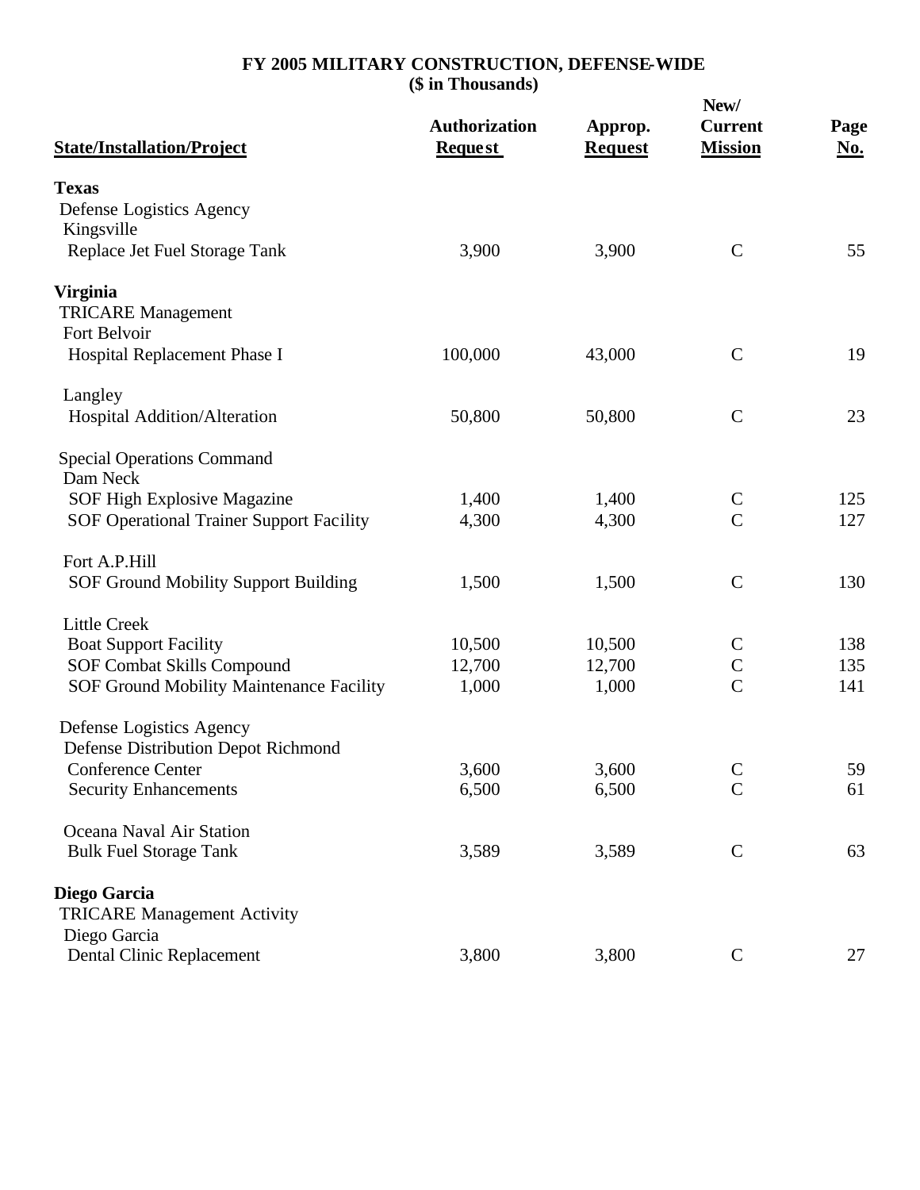# FY 2005 MILITARY CONSTRUCTION, DEFENSE-WIDE
## ($ in Thousands)

| State/Installation/Project | Authorization Request | Approp. Request | New/ Current Mission | Page No. |
|---|---|---|---|---|
| **Texas** | | | | |
| Defense Logistics Agency | | | | |
| Kingsville | | | | |
| Replace Jet Fuel Storage Tank | 3,900 | 3,900 | C | 55 |
| **Virginia** | | | | |
| TRICARE Management | | | | |
| Fort Belvoir | | | | |
| Hospital Replacement Phase I | 100,000 | 43,000 | C | 19 |
| Langley | | | | |
| Hospital Addition/Alteration | 50,800 | 50,800 | C | 23 |
| Special Operations Command | | | | |
| Dam Neck | | | | |
| SOF High Explosive Magazine | 1,400 | 1,400 | C | 125 |
| SOF Operational Trainer Support Facility | 4,300 | 4,300 | C | 127 |
| Fort A.P.Hill | | | | |
| SOF Ground Mobility Support Building | 1,500 | 1,500 | C | 130 |
| Little Creek | | | | |
| Boat Support Facility | 10,500 | 10,500 | C | 138 |
| SOF Combat Skills Compound | 12,700 | 12,700 | C | 135 |
| SOF Ground Mobility Maintenance Facility | 1,000 | 1,000 | C | 141 |
| Defense Logistics Agency | | | | |
| Defense Distribution Depot Richmond | | | | |
| Conference Center | 3,600 | 3,600 | C | 59 |
| Security Enhancements | 6,500 | 6,500 | C | 61 |
| Oceana Naval Air Station | | | | |
| Bulk Fuel Storage Tank | 3,589 | 3,589 | C | 63 |
| **Diego Garcia** | | | | |
| TRICARE Management Activity | | | | |
| Diego Garcia | | | | |
| Dental Clinic Replacement | 3,800 | 3,800 | C | 27 |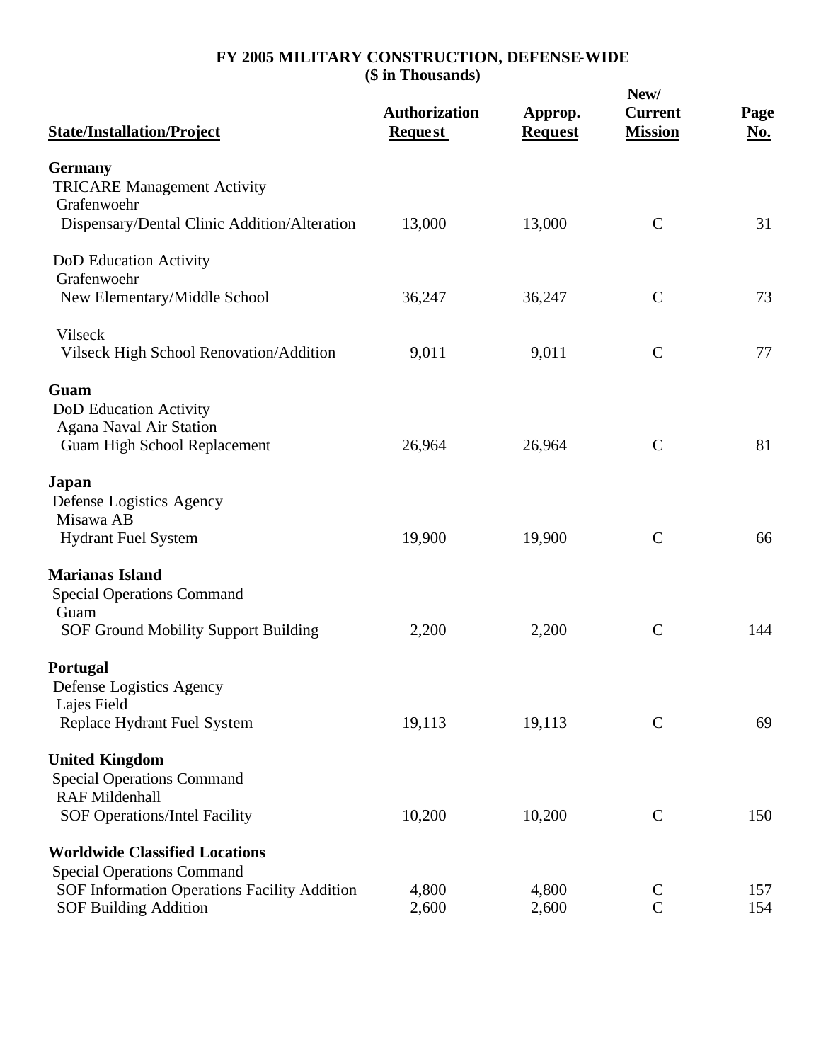**FY 2005 MILITARY CONSTRUCTION, DEFENSE-WIDE**
**($ in Thousands)**

| State/Installation/Project | Authorization Request | Approp. Request | New/ Current Mission | Page No. |
|---|---|---|---|---|
| **Germany** | | | | |
| TRICARE Management Activity | | | | |
| Grafenwoehr | | | | |
| Dispensary/Dental Clinic Addition/Alteration | 13,000 | 13,000 | C | 31 |
| DoD Education Activity | | | | |
| Grafenwoehr | | | | |
| New Elementary/Middle School | 36,247 | 36,247 | C | 73 |
| Vilseck | | | | |
| Vilseck High School Renovation/Addition | 9,011 | 9,011 | C | 77 |
| **Guam** | | | | |
| DoD Education Activity | | | | |
| Agana Naval Air Station | | | | |
| Guam High School Replacement | 26,964 | 26,964 | C | 81 |
| **Japan** | | | | |
| Defense Logistics Agency | | | | |
| Misawa AB | | | | |
| Hydrant Fuel System | 19,900 | 19,900 | C | 66 |
| **Marianas Island** | | | | |
| Special Operations Command | | | | |
| Guam | | | | |
| SOF Ground Mobility Support Building | 2,200 | 2,200 | C | 144 |
| **Portugal** | | | | |
| Defense Logistics Agency | | | | |
| Lajes Field | | | | |
| Replace Hydrant Fuel System | 19,113 | 19,113 | C | 69 |
| **United Kingdom** | | | | |
| Special Operations Command | | | | |
| RAF Mildenhall | | | | |
| SOF Operations/Intel Facility | 10,200 | 10,200 | C | 150 |
| **Worldwide Classified Locations** | | | | |
| Special Operations Command | | | | |
| SOF Information Operations Facility Addition | 4,800 | 4,800 | C | 157 |
| SOF Building Addition | 2,600 | 2,600 | C | 154 |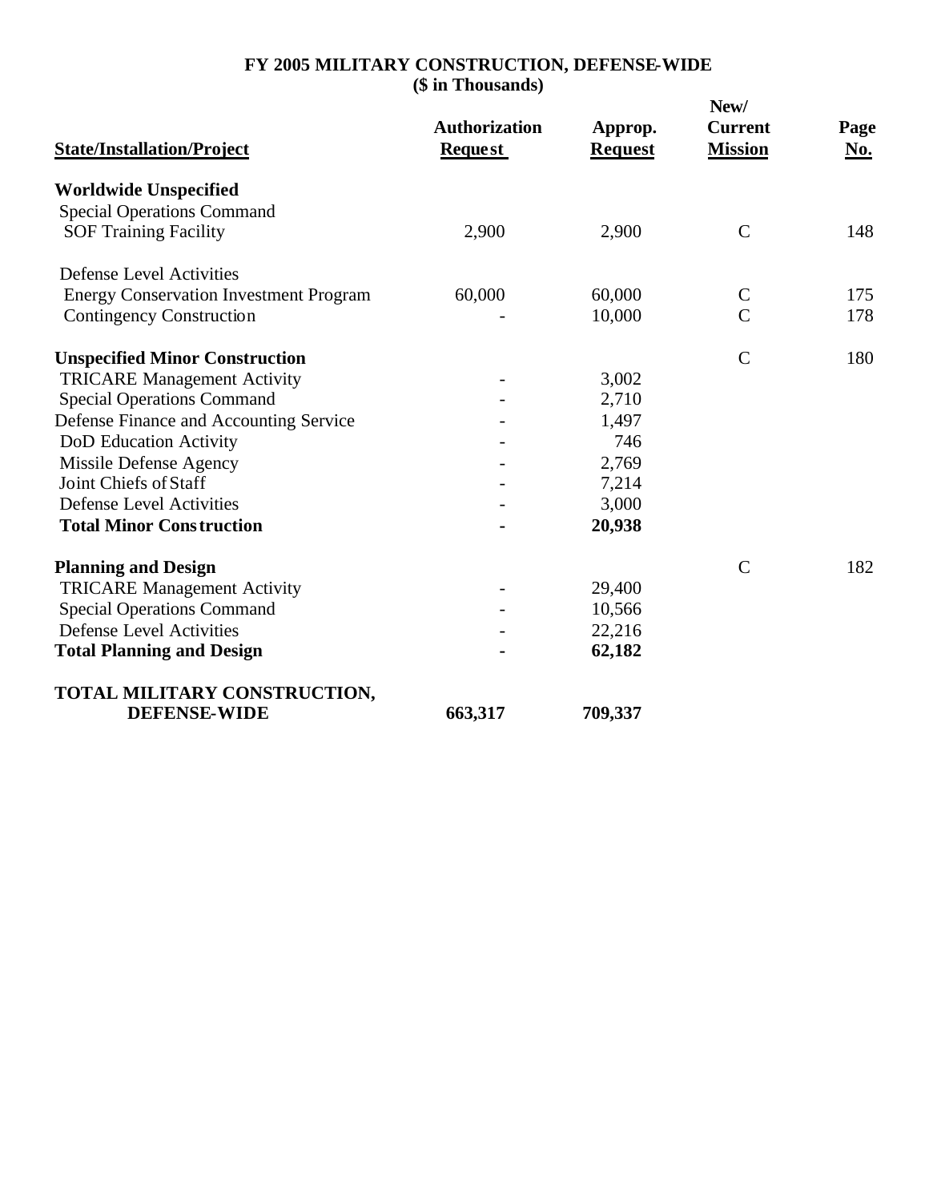**FY 2005 MILITARY CONSTRUCTION, DEFENSE-WIDE**
**($ in Thousands)**

| State/Installation/Project | Authorization Request | Approp. Request | New/ Current Mission | Page No. |
|---|---|---|---|---|
| **Worldwide Unspecified** | | | | |
| Special Operations Command | | | | |
| SOF Training Facility | 2,900 | 2,900 | C | 148 |
| | | | | |
| Defense Level Activities | | | | |
| Energy Conservation Investment Program | 60,000 | 60,000 | C | 175 |
| Contingency Construction | - | 10,000 | C | 178 |
| | | | | |
| **Unspecified Minor Construction** | | | C | 180 |
| TRICARE Management Activity | - | 3,002 | | |
| Special Operations Command | - | 2,710 | | |
| Defense Finance and Accounting Service | - | 1,497 | | |
| DoD Education Activity | - | 746 | | |
| Missile Defense Agency | - | 2,769 | | |
| Joint Chiefs of Staff | - | 7,214 | | |
| Defense Level Activities | - | 3,000 | | |
| **Total Minor Construction** | **-** | **20,938** | | |
| | | | | |
| **Planning and Design** | | | C | 182 |
| TRICARE Management Activity | - | 29,400 | | |
| Special Operations Command | - | 10,566 | | |
| Defense Level Activities | - | 22,216 | | |
| **Total Planning and Design** | **-** | **62,182** | | |
| | | | | |
| **TOTAL MILITARY CONSTRUCTION, DEFENSE-WIDE** | **663,317** | **709,337** | | |